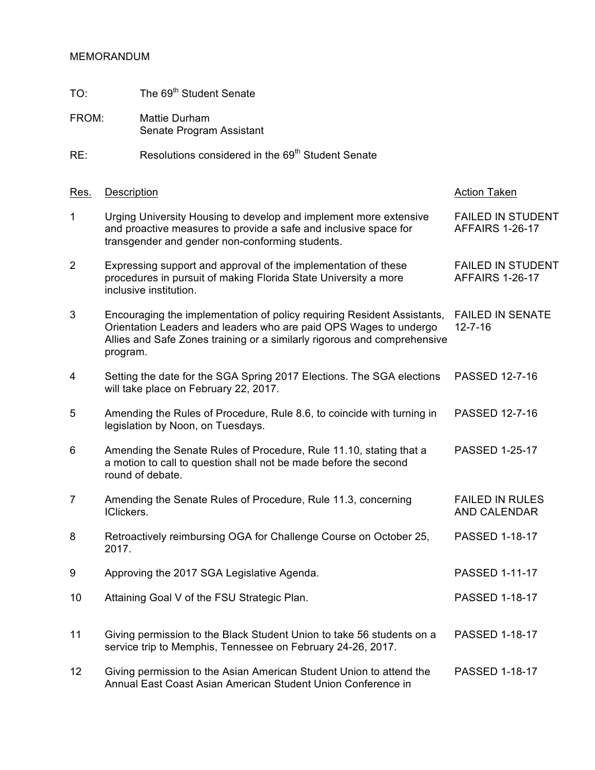MEMORANDUM

TO: The 69th Student Senate

FROM: Mattie Durham
Senate Program Assistant

RE: Resolutions considered in the 69th Student Senate

| Res. | Description | Action Taken |
|---|---|---|
| 1 | Urging University Housing to develop and implement more extensive and proactive measures to provide a safe and inclusive space for transgender and gender non-conforming students. | FAILED IN STUDENT AFFAIRS 1-26-17 |
| 2 | Expressing support and approval of the implementation of these procedures in pursuit of making Florida State University a more inclusive institution. | FAILED IN STUDENT AFFAIRS 1-26-17 |
| 3 | Encouraging the implementation of policy requiring Resident Assistants, Orientation Leaders and leaders who are paid OPS Wages to undergo Allies and Safe Zones training or a similarly rigorous and comprehensive program. | FAILED IN SENATE 12-7-16 |
| 4 | Setting the date for the SGA Spring 2017 Elections. The SGA elections will take place on February 22, 2017. | PASSED 12-7-16 |
| 5 | Amending the Rules of Procedure, Rule 8.6, to coincide with turning in legislation by Noon, on Tuesdays. | PASSED 12-7-16 |
| 6 | Amending the Senate Rules of Procedure, Rule 11.10, stating that a a motion to call to question shall not be made before the second round of debate. | PASSED 1-25-17 |
| 7 | Amending the Senate Rules of Procedure, Rule 11.3, concerning IClickers. | FAILED IN RULES AND CALENDAR |
| 8 | Retroactively reimbursing OGA for Challenge Course on October 25, 2017. | PASSED 1-18-17 |
| 9 | Approving the 2017 SGA Legislative Agenda. | PASSED 1-11-17 |
| 10 | Attaining Goal V of the FSU Strategic Plan. | PASSED 1-18-17 |
| 11 | Giving permission to the Black Student Union to take 56 students on a service trip to Memphis, Tennessee on February 24-26, 2017. | PASSED 1-18-17 |
| 12 | Giving permission to the Asian American Student Union to attend the Annual East Coast Asian American Student Union Conference in | PASSED 1-18-17 |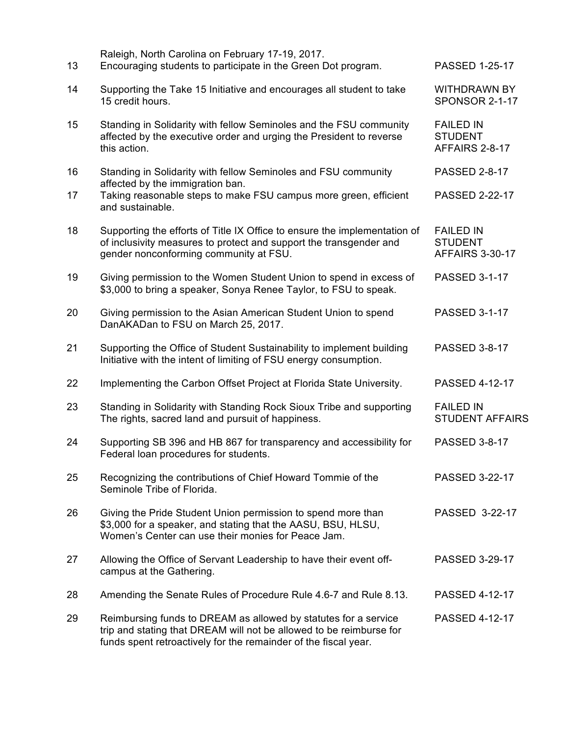|    |    |    |
|---|---|---|
|  | Raleigh, North Carolina on February 17-19, 2017. |  |
| 13 | Encouraging students to participate in the Green Dot program. | PASSED 1-25-17 |
| 14 | Supporting the Take 15 Initiative and encourages all student to take 15 credit hours. | WITHDRAWN BY SPONSOR 2-1-17 |
| 15 | Standing in Solidarity with fellow Seminoles and the FSU community affected by the executive order and urging the President to reverse this action. | FAILED IN STUDENT AFFAIRS 2-8-17 |
| 16 | Standing in Solidarity with fellow Seminoles and FSU community affected by the immigration ban. | PASSED 2-8-17 |
| 17 | Taking reasonable steps to make FSU campus more green, efficient and sustainable. | PASSED 2-22-17 |
| 18 | Supporting the efforts of Title IX Office to ensure the implementation of of inclusivity measures to protect and support the transgender and gender nonconforming community at FSU. | FAILED IN STUDENT AFFAIRS 3-30-17 |
| 19 | Giving permission to the Women Student Union to spend in excess of $3,000 to bring a speaker, Sonya Renee Taylor, to FSU to speak. | PASSED 3-1-17 |
| 20 | Giving permission to the Asian American Student Union to spend DanAKADan to FSU on March 25, 2017. | PASSED 3-1-17 |
| 21 | Supporting the Office of Student Sustainability to implement building Initiative with the intent of limiting of FSU energy consumption. | PASSED 3-8-17 |
| 22 | Implementing the Carbon Offset Project at Florida State University. | PASSED 4-12-17 |
| 23 | Standing in Solidarity with Standing Rock Sioux Tribe and supporting The rights, sacred land and pursuit of happiness. | FAILED IN STUDENT AFFAIRS |
| 24 | Supporting SB 396 and HB 867 for transparency and accessibility for Federal loan procedures for students. | PASSED 3-8-17 |
| 25 | Recognizing the contributions of Chief Howard Tommie of the Seminole Tribe of Florida. | PASSED 3-22-17 |
| 26 | Giving the Pride Student Union permission to spend more than $3,000 for a speaker, and stating that the AASU, BSU, HLSU, Women's Center can use their monies for Peace Jam. | PASSED 3-22-17 |
| 27 | Allowing the Office of Servant Leadership to have their event off-campus at the Gathering. | PASSED 3-29-17 |
| 28 | Amending the Senate Rules of Procedure Rule 4.6-7 and Rule 8.13. | PASSED 4-12-17 |
| 29 | Reimbursing funds to DREAM as allowed by statutes for a service trip and stating that DREAM will not be allowed to be reimburse for funds spent retroactively for the remainder of the fiscal year. | PASSED 4-12-17 |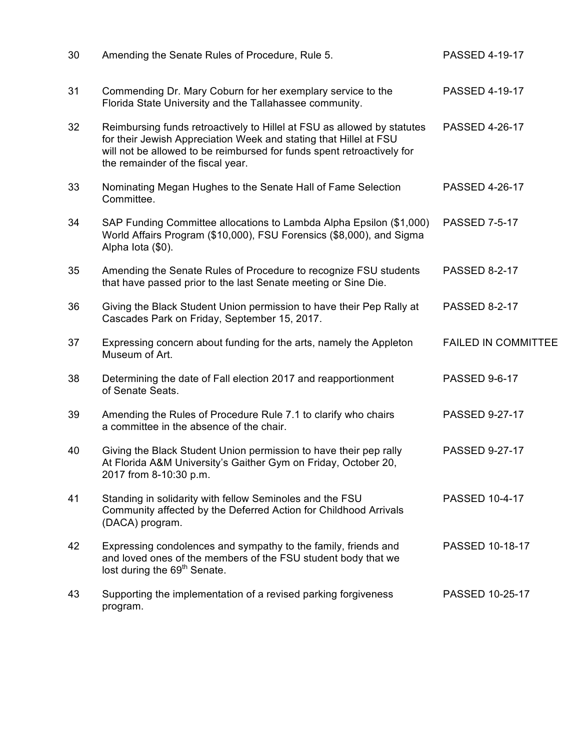| | | |
|---|---|---|
| 30 | Amending the Senate Rules of Procedure, Rule 5. | PASSED 4-19-17 |
| 31 | Commending Dr. Mary Coburn for her exemplary service to the Florida State University and the Tallahassee community. | PASSED 4-19-17 |
| 32 | Reimbursing funds retroactively to Hillel at FSU as allowed by statutes for their Jewish Appreciation Week and stating that Hillel at FSU will not be allowed to be reimbursed for funds spent retroactively for the remainder of the fiscal year. | PASSED 4-26-17 |
| 33 | Nominating Megan Hughes to the Senate Hall of Fame Selection Committee. | PASSED 4-26-17 |
| 34 | SAP Funding Committee allocations to Lambda Alpha Epsilon ($1,000) World Affairs Program ($10,000), FSU Forensics ($8,000), and Sigma Alpha Iota ($0). | PASSED 7-5-17 |
| 35 | Amending the Senate Rules of Procedure to recognize FSU students that have passed prior to the last Senate meeting or Sine Die. | PASSED 8-2-17 |
| 36 | Giving the Black Student Union permission to have their Pep Rally at Cascades Park on Friday, September 15, 2017. | PASSED 8-2-17 |
| 37 | Expressing concern about funding for the arts, namely the Appleton Museum of Art. | FAILED IN COMMITTEE |
| 38 | Determining the date of Fall election 2017 and reapportionment of Senate Seats. | PASSED 9-6-17 |
| 39 | Amending the Rules of Procedure Rule 7.1 to clarify who chairs a committee in the absence of the chair. | PASSED 9-27-17 |
| 40 | Giving the Black Student Union permission to have their pep rally At Florida A&M University's Gaither Gym on Friday, October 20, 2017 from 8-10:30 p.m. | PASSED 9-27-17 |
| 41 | Standing in solidarity with fellow Seminoles and the FSU Community affected by the Deferred Action for Childhood Arrivals (DACA) program. | PASSED 10-4-17 |
| 42 | Expressing condolences and sympathy to the family, friends and and loved ones of the members of the FSU student body that we lost during the 69th Senate. | PASSED 10-18-17 |
| 43 | Supporting the implementation of a revised parking forgiveness program. | PASSED 10-25-17 |